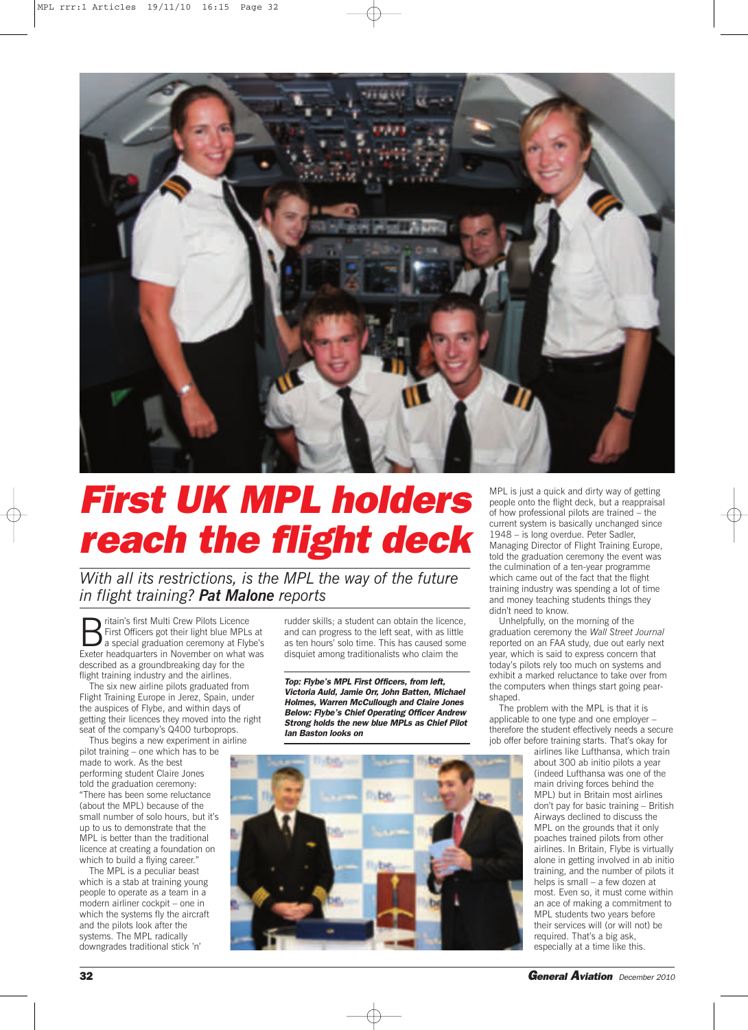# First UK MPL holders reach the flight deck

*With all its restrictions, is the MPL the way of the future in flight training?* ***Pat Malone*** *reports*

Britain's first Multi Crew Pilots Licence First Officers got their light blue MPLs at a special graduation ceremony at Flybe's Exeter headquarters in November on what was described as a groundbreaking day for the flight training industry and the airlines.

The six new airline pilots graduated from Flight Training Europe in Jerez, Spain, under the auspices of Flybe, and within days of getting their licences they moved into the right seat of the company's Q400 turboprops.

Thus begins a new experiment in airline pilot training – one which has to be made to work. As the best performing student Claire Jones told the graduation ceremony: "There has been some reluctance (about the MPL) because of the small number of solo hours, but it's up to us to demonstrate that the MPL is better than the traditional licence at creating a foundation on which to build a flying career."

The MPL is a peculiar beast which is a stab at training young people to operate as a team in a modern airliner cockpit – one in which the systems fly the aircraft and the pilots look after the systems. The MPL radically downgrades traditional stick 'n' rudder skills; a student can obtain the licence, and can progress to the left seat, with as little as ten hours' solo time. This has caused some disquiet among traditionalists who claim the MPL is just a quick and dirty way of getting people onto the flight deck, but a reappraisal of how professional pilots are trained – the current system is basically unchanged since 1948 – is long overdue. Peter Sadler, Managing Director of Flight Training Europe, told the graduation ceremony the event was the culmination of a ten-year programme which came out of the fact that the flight training industry was spending a lot of time and money teaching students things they didn't need to know.

**Top: Flybe's MPL First Officers, from left, Victoria Auld, Jamie Orr, John Batten, Michael Holmes, Warren McCullough and Claire Jones**
**Below: Flybe's Chief Operating Officer Andrew Strong holds the new blue MPLs as Chief Pilot Ian Baston looks on**

Unhelpfully, on the morning of the graduation ceremony the *Wall Street Journal* reported on an FAA study, due out early next year, which is said to express concern that today's pilots rely too much on systems and exhibit a marked reluctance to take over from the computers when things start going pear-shaped.

The problem with the MPL is that it is applicable to one type and one employer – therefore the student effectively needs a secure job offer before training starts. That's okay for airlines like Lufthansa, which train about 300 ab initio pilots a year (indeed Lufthansa was one of the main driving forces behind the MPL) but in Britain most airlines don't pay for basic training – British Airways declined to discuss the MPL on the grounds that it only poaches trained pilots from other airlines. In Britain, Flybe is virtually alone in getting involved in ab initio training, and the number of pilots it helps is small – a few dozen at most. Even so, it must come within an ace of making a commitment to MPL students two years before their services will (or will not) be required. That's a big ask, especially at a time like this.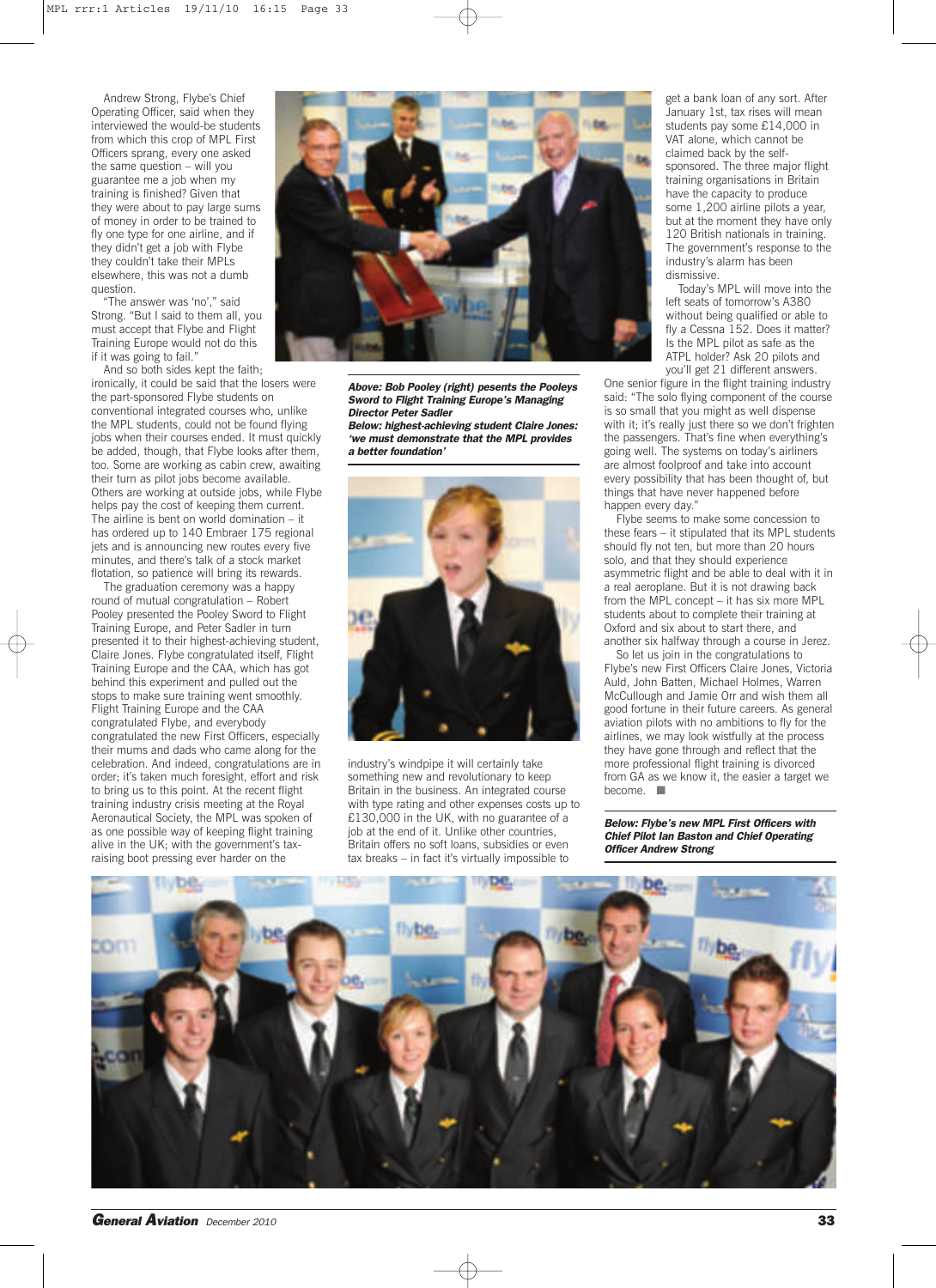Andrew Strong, Flybe's Chief Operating Officer, said when they interviewed the would-be students from which this crop of MPL First Officers sprang, every one asked the same question – will you guarantee me a job when my training is finished? Given that they were about to pay large sums of money in order to be trained to fly one type for one airline, and if they didn't get a job with Flybe they couldn't take their MPLs elsewhere, this was not a dumb question.

"The answer was 'no'," said Strong. "But I said to them all, you must accept that Flybe and Flight Training Europe would not do this if it was going to fail."

And so both sides kept the faith; ironically, it could be said that the losers were the part-sponsored Flybe students on conventional integrated courses who, unlike the MPL students, could not be found flying jobs when their courses ended. It must quickly be added, though, that Flybe looks after them, too. Some are working as cabin crew, awaiting their turn as pilot jobs become available. Others are working at outside jobs, while Flybe helps pay the cost of keeping them current. The airline is bent on world domination – it has ordered up to 140 Embraer 175 regional jets and is announcing new routes every five minutes, and there's talk of a stock market flotation, so patience will bring its rewards.

The graduation ceremony was a happy round of mutual congratulation – Robert Pooley presented the Pooley Sword to Flight Training Europe, and Peter Sadler in turn presented it to their highest-achieving student, Claire Jones. Flybe congratulated itself, Flight Training Europe and the CAA, which has got behind this experiment and pulled out the stops to make sure training went smoothly. Flight Training Europe and the CAA congratulated Flybe, and everybody congratulated the new First Officers, especially their mums and dads who came along for the celebration. And indeed, congratulations are in order; it's taken much foresight, effort and risk to bring us to this point. At the recent flight training industry crisis meeting at the Royal Aeronautical Society, the MPL was spoken of as one possible way of keeping flight training alive in the UK; with the government's tax-raising boot pressing ever harder on the industry's windpipe it will certainly take something new and revolutionary to keep Britain in the business. An integrated course with type rating and other expenses costs up to £130,000 in the UK, with no guarantee of a job at the end of it. Unlike other countries, Britain offers no soft loans, subsidies or even tax breaks – in fact it's virtually impossible to get a bank loan of any sort. After January 1st, tax rises will mean students pay some £14,000 in VAT alone, which cannot be claimed back by the self-sponsored. The three major flight training organisations in Britain have the capacity to produce some 1,200 airline pilots a year, but at the moment they have only 120 British nationals in training. The government's response to the industry's alarm has been dismissive.

***Above: Bob Pooley (right) presents the Pooleys Sword to Flight Training Europe's Managing Director Peter Sadler***

***Below: highest-achieving student Claire Jones: 'we must demonstrate that the MPL provides a better foundation'***

Today's MPL will move into the left seats of tomorrow's A380 without being qualified or able to fly a Cessna 152. Does it matter? Is the MPL pilot as safe as the ATPL holder? Ask 20 pilots and you'll get 21 different answers. One senior figure in the flight training industry said: "The solo flying component of the course is so small that you might as well dispense with it; it's really just there so we don't frighten the passengers. That's fine when everything's going well. The systems on today's airliners are almost foolproof and take into account every possibility that has been thought of, but things that have never happened before happen every day."

Flybe seems to make some concession to these fears – it stipulated that its MPL students should fly not ten, but more than 20 hours solo, and that they should experience asymmetric flight and be able to deal with it in a real aeroplane. But it is not drawing back from the MPL concept – it has six more MPL students about to complete their training at Oxford and six about to start there, and another six halfway through a course in Jerez.

So let us join in the congratulations to Flybe's new First Officers Claire Jones, Victoria Auld, John Batten, Michael Holmes, Warren McCullough and Jamie Orr and wish them all good fortune in their future careers. As general aviation pilots with no ambitions to fly for the airlines, we may look wistfully at the process they have gone through and reflect that the more professional flight training is divorced from GA as we know it, the easier a target we become. ■

***Below: Flybe's new MPL First Officers with Chief Pilot Ian Baston and Chief Operating Officer Andrew Strong***